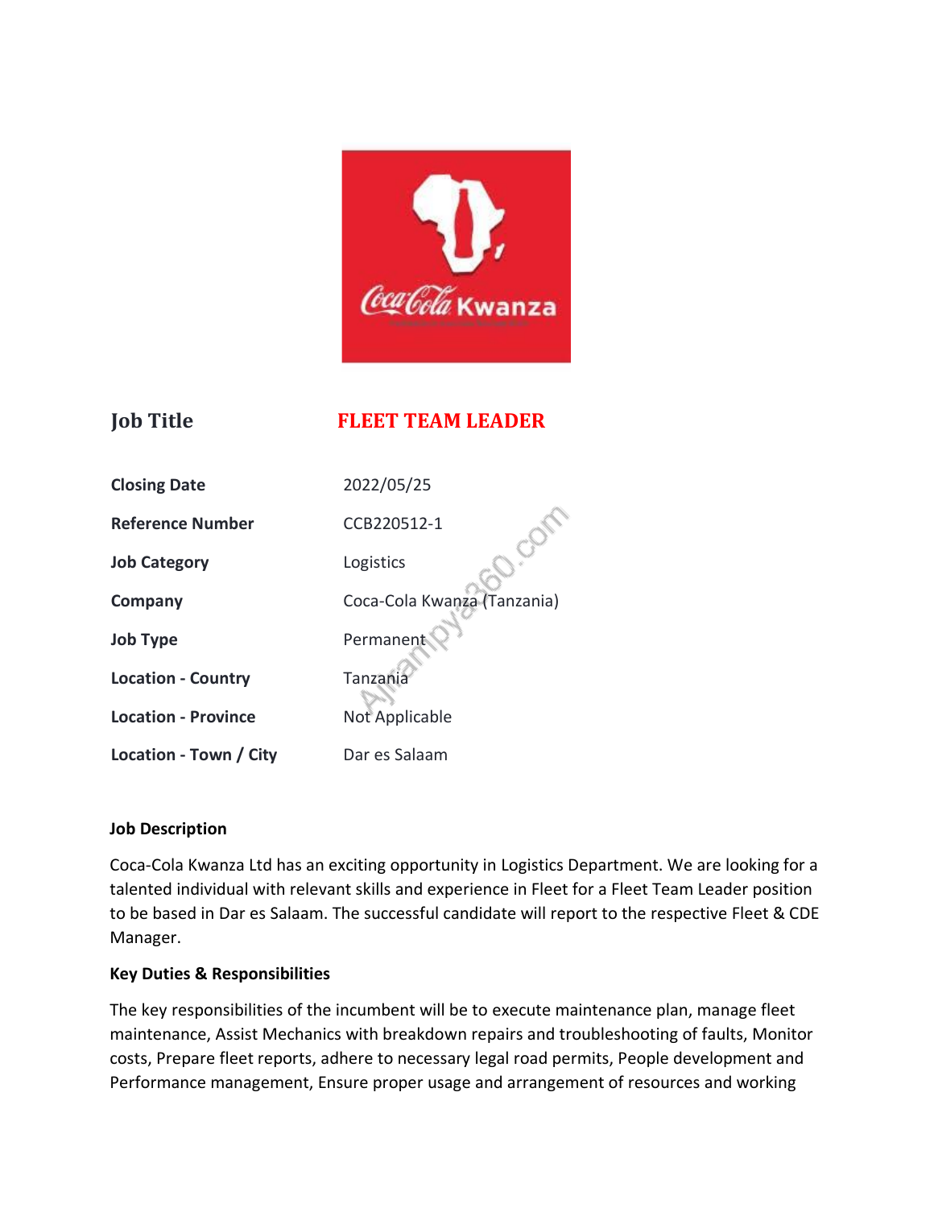| **Job Title** | **FLEET TEAM LEADER** |
|---|---|
| **Closing Date** | 2022/05/25 |
| **Reference Number** | CCB220512-1 |
| **Job Category** | Logistics |
| **Company** | Coca-Cola Kwanza (Tanzania) |
| **Job Type** | Permanent |
| **Location - Country** | Tanzania |
| **Location - Province** | Not Applicable |
| **Location - Town / City** | Dar es Salaam |

**Job Description**

Coca-Cola Kwanza Ltd has an exciting opportunity in Logistics Department. We are looking for a talented individual with relevant skills and experience in Fleet for a Fleet Team Leader position to be based in Dar es Salaam. The successful candidate will report to the respective Fleet & CDE Manager.

**Key Duties & Responsibilities**

The key responsibilities of the incumbent will be to execute maintenance plan, manage fleet maintenance, Assist Mechanics with breakdown repairs and troubleshooting of faults, Monitor costs, Prepare fleet reports, adhere to necessary legal road permits, People development and Performance management, Ensure proper usage and arrangement of resources and working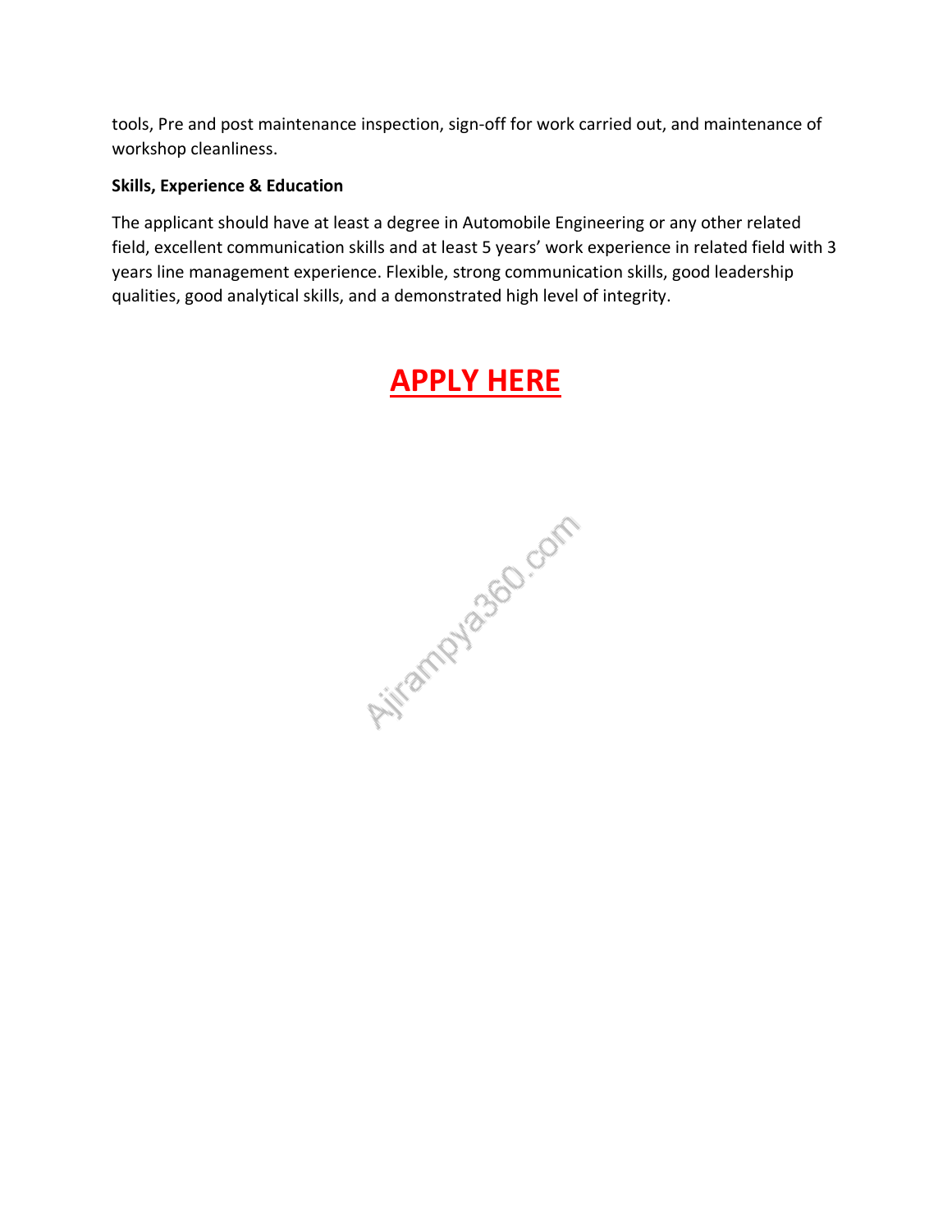tools, Pre and post maintenance inspection, sign-off for work carried out, and maintenance of workshop cleanliness.

**Skills, Experience & Education**

The applicant should have at least a degree in Automobile Engineering or any other related field, excellent communication skills and at least 5 years' work experience in related field with 3 years line management experience. Flexible, strong communication skills, good leadership qualities, good analytical skills, and a demonstrated high level of integrity.

**APPLY HERE**